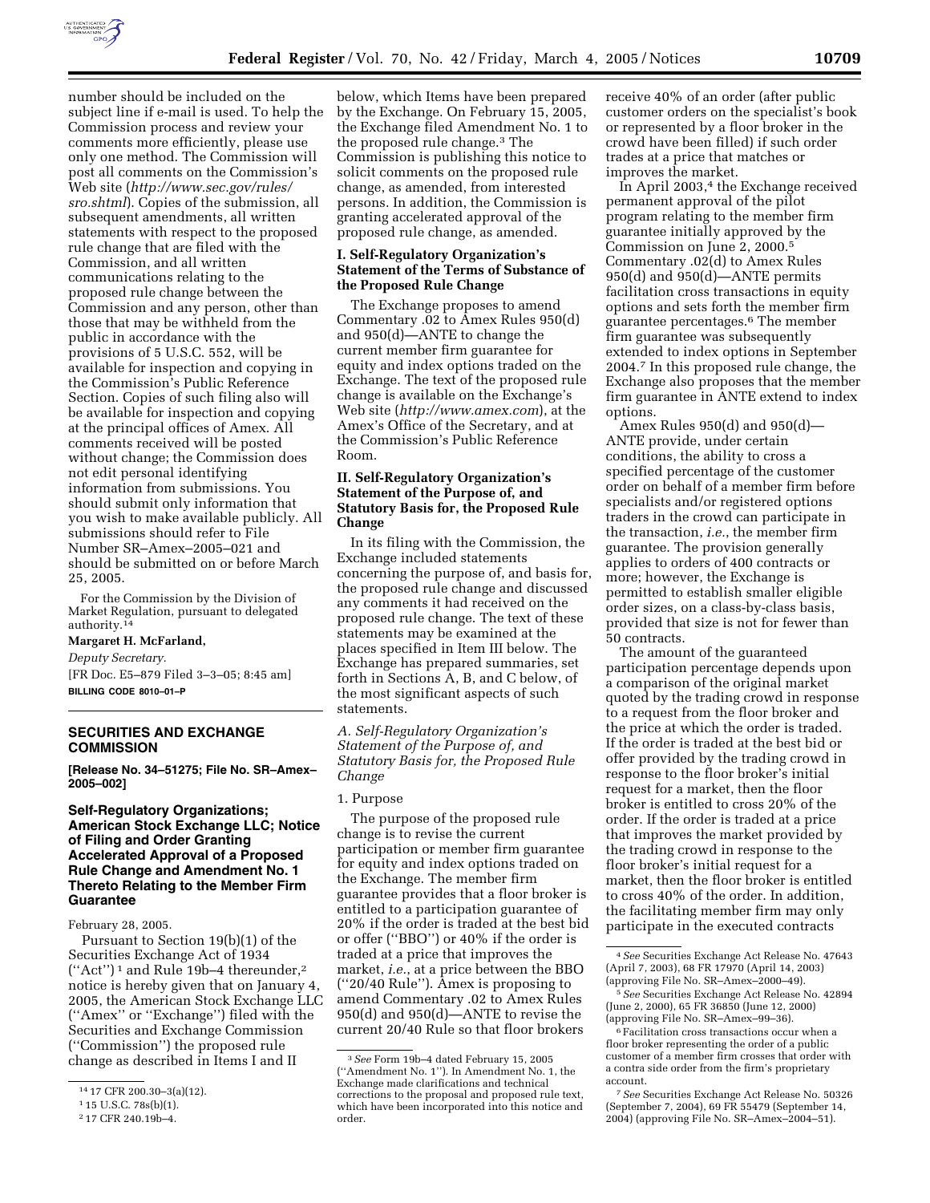number should be included on the subject line if e-mail is used. To help the Commission process and review your comments more efficiently, please use only one method. The Commission will post all comments on the Commission's Web site (*http://www.sec.gov/rules/sro.shtml*). Copies of the submission, all subsequent amendments, all written statements with respect to the proposed rule change that are filed with the Commission, and all written communications relating to the proposed rule change between the Commission and any person, other than those that may be withheld from the public in accordance with the provisions of 5 U.S.C. 552, will be available for inspection and copying in the Commission's Public Reference Section. Copies of such filing also will be available for inspection and copying at the principal offices of Amex. All comments received will be posted without change; the Commission does not edit personal identifying information from submissions. You should submit only information that you wish to make available publicly. All submissions should refer to File Number SR–Amex–2005–021 and should be submitted on or before March 25, 2005.

For the Commission by the Division of Market Regulation, pursuant to delegated authority.[14]

**Margaret H. McFarland,**

*Deputy Secretary.*

[FR Doc. E5–879 Filed 3–3–05; 8:45 am]

**BILLING CODE 8010–01–P**

[14] 17 CFR 200.30–3(a)(12).

---

## SECURITIES AND EXCHANGE COMMISSION

**[Release No. 34–51275; File No. SR–Amex–2005–002]**

### Self-Regulatory Organizations; American Stock Exchange LLC; Notice of Filing and Order Granting Accelerated Approval of a Proposed Rule Change and Amendment No. 1 Thereto Relating to the Member Firm Guarantee

February 28, 2005.

Pursuant to Section 19(b)(1) of the Securities Exchange Act of 1934 (''Act'')[1] and Rule 19b–4 thereunder,[2] notice is hereby given that on January 4, 2005, the American Stock Exchange LLC (''Amex'' or ''Exchange'') filed with the Securities and Exchange Commission (''Commission'') the proposed rule change as described in Items I and II below, which Items have been prepared by the Exchange. On February 15, 2005, the Exchange filed Amendment No. 1 to the proposed rule change.[3] The Commission is publishing this notice to solicit comments on the proposed rule change, as amended, from interested persons. In addition, the Commission is granting accelerated approval of the proposed rule change, as amended.

[1] 15 U.S.C. 78s(b)(1).

[2] 17 CFR 240.19b–4.

[3] *See* Form 19b–4 dated February 15, 2005 (''Amendment No. 1''). In Amendment No. 1, the Exchange made clarifications and technical corrections to the proposal and proposed rule text, which have been incorporated into this notice and order.

#### I. Self-Regulatory Organization's Statement of the Terms of Substance of the Proposed Rule Change

The Exchange proposes to amend Commentary .02 to Amex Rules 950(d) and 950(d)—ANTE to change the current member firm guarantee for equity and index options traded on the Exchange. The text of the proposed rule change is available on the Exchange's Web site (*http://www.amex.com*), at the Amex's Office of the Secretary, and at the Commission's Public Reference Room.

#### II. Self-Regulatory Organization's Statement of the Purpose of, and Statutory Basis for, the Proposed Rule Change

In its filing with the Commission, the Exchange included statements concerning the purpose of, and basis for, the proposed rule change and discussed any comments it had received on the proposed rule change. The text of these statements may be examined at the places specified in Item III below. The Exchange has prepared summaries, set forth in Sections A, B, and C below, of the most significant aspects of such statements.

*A. Self-Regulatory Organization's Statement of the Purpose of, and Statutory Basis for, the Proposed Rule Change*

1. Purpose

The purpose of the proposed rule change is to revise the current participation or member firm guarantee for equity and index options traded on the Exchange. The member firm guarantee provides that a floor broker is entitled to a participation guarantee of 20% if the order is traded at the best bid or offer (''BBO'') or 40% if the order is traded at a price that improves the market, *i.e.*, at a price between the BBO (''20/40 Rule''). Amex is proposing to amend Commentary .02 to Amex Rules 950(d) and 950(d)—ANTE to revise the current 20/40 Rule so that floor brokers receive 40% of an order (after public customer orders on the specialist's book or represented by a floor broker in the crowd have been filled) if such order trades at a price that matches or improves the market.

In April 2003,[4] the Exchange received permanent approval of the pilot program relating to the member firm guarantee initially approved by the Commission on June 2, 2000.[5] Commentary .02(d) to Amex Rules 950(d) and 950(d)—ANTE permits facilitation cross transactions in equity options and sets forth the member firm guarantee percentages.[6] The member firm guarantee was subsequently extended to index options in September 2004.[7] In this proposed rule change, the Exchange also proposes that the member firm guarantee in ANTE extend to index options.

Amex Rules 950(d) and 950(d)—ANTE provide, under certain conditions, the ability to cross a specified percentage of the customer order on behalf of a member firm before specialists and/or registered options traders in the crowd can participate in the transaction, *i.e.*, the member firm guarantee. The provision generally applies to orders of 400 contracts or more; however, the Exchange is permitted to establish smaller eligible order sizes, on a class-by-class basis, provided that size is not for fewer than 50 contracts.

The amount of the guaranteed participation percentage depends upon a comparison of the original market quoted by the trading crowd in response to a request from the floor broker and the price at which the order is traded. If the order is traded at the best bid or offer provided by the trading crowd in response to the floor broker's initial request for a market, then the floor broker is entitled to cross 20% of the order. If the order is traded at a price that improves the market provided by the trading crowd in response to the floor broker's initial request for a market, then the floor broker is entitled to cross 40% of the order. In addition, the facilitating member firm may only participate in the executed contracts

[4] *See* Securities Exchange Act Release No. 47643 (April 7, 2003), 68 FR 17970 (April 14, 2003) (approving File No. SR–Amex–2000–49).

[5] *See* Securities Exchange Act Release No. 42894 (June 2, 2000), 65 FR 36850 (June 12, 2000) (approving File No. SR–Amex–99–36).

[6] Facilitation cross transactions occur when a floor broker representing the order of a public customer of a member firm crosses that order with a contra side order from the firm's proprietary account.

[7] *See* Securities Exchange Act Release No. 50326 (September 7, 2004), 69 FR 55479 (September 14, 2004) (approving File No. SR–Amex–2004–51).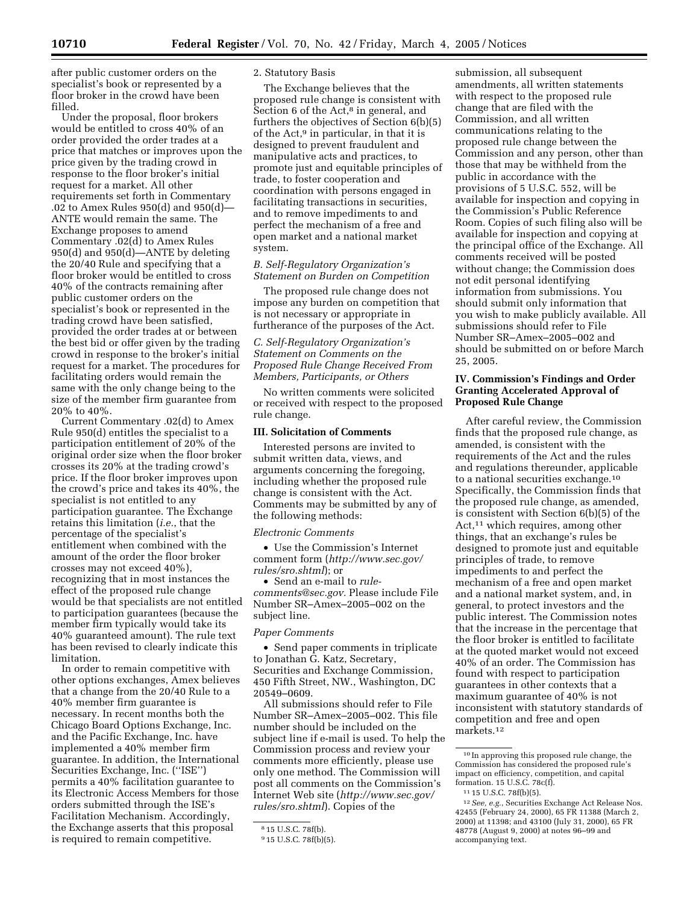after public customer orders on the specialist's book or represented by a floor broker in the crowd have been filled.

Under the proposal, floor brokers would be entitled to cross 40% of an order provided the order trades at a price that matches or improves upon the price given by the trading crowd in response to the floor broker's initial request for a market. All other requirements set forth in Commentary .02 to Amex Rules 950(d) and 950(d)—ANTE would remain the same. The Exchange proposes to amend Commentary .02(d) to Amex Rules 950(d) and 950(d)—ANTE by deleting the 20/40 Rule and specifying that a floor broker would be entitled to cross 40% of the contracts remaining after public customer orders on the specialist's book or represented in the trading crowd have been satisfied, provided the order trades at or between the best bid or offer given by the trading crowd in response to the broker's initial request for a market. The procedures for facilitating orders would remain the same with the only change being to the size of the member firm guarantee from 20% to 40%.

Current Commentary .02(d) to Amex Rule 950(d) entitles the specialist to a participation entitlement of 20% of the original order size when the floor broker crosses its 20% at the trading crowd's price. If the floor broker improves upon the crowd's price and takes its 40%, the specialist is not entitled to any participation guarantee. The Exchange retains this limitation (*i.e.*, that the percentage of the specialist's entitlement when combined with the amount of the order the floor broker crosses may not exceed 40%), recognizing that in most instances the effect of the proposed rule change would be that specialists are not entitled to participation guarantees (because the member firm typically would take its 40% guaranteed amount). The rule text has been revised to clearly indicate this limitation.

In order to remain competitive with other options exchanges, Amex believes that a change from the 20/40 Rule to a 40% member firm guarantee is necessary. In recent months both the Chicago Board Options Exchange, Inc. and the Pacific Exchange, Inc. have implemented a 40% member firm guarantee. In addition, the International Securities Exchange, Inc. ("ISE") permits a 40% facilitation guarantee to its Electronic Access Members for those orders submitted through the ISE's Facilitation Mechanism. Accordingly, the Exchange asserts that this proposal is required to remain competitive.

2. Statutory Basis

The Exchange believes that the proposed rule change is consistent with Section 6 of the Act,[8] in general, and furthers the objectives of Section 6(b)(5) of the Act,[9] in particular, in that it is designed to prevent fraudulent and manipulative acts and practices, to promote just and equitable principles of trade, to foster cooperation and coordination with persons engaged in facilitating transactions in securities, and to remove impediments to and perfect the mechanism of a free and open market and a national market system.

*B. Self-Regulatory Organization's Statement on Burden on Competition*

The proposed rule change does not impose any burden on competition that is not necessary or appropriate in furtherance of the purposes of the Act.

*C. Self-Regulatory Organization's Statement on Comments on the Proposed Rule Change Received From Members, Participants, or Others*

No written comments were solicited or received with respect to the proposed rule change.

**III. Solicitation of Comments**

Interested persons are invited to submit written data, views, and arguments concerning the foregoing, including whether the proposed rule change is consistent with the Act. Comments may be submitted by any of the following methods:

*Electronic Comments*

- Use the Commission's Internet comment form (*http://www.sec.gov/rules/sro.shtml*); or
- Send an e-mail to *rule-comments@sec.gov*. Please include File Number SR–Amex–2005–002 on the subject line.

*Paper Comments*

- Send paper comments in triplicate to Jonathan G. Katz, Secretary, Securities and Exchange Commission, 450 Fifth Street, NW., Washington, DC 20549–0609.

All submissions should refer to File Number SR–Amex–2005–002. This file number should be included on the subject line if e-mail is used. To help the Commission process and review your comments more efficiently, please use only one method. The Commission will post all comments on the Commission's Internet Web site (*http://www.sec.gov/rules/sro.shtml*). Copies of the submission, all subsequent amendments, all written statements with respect to the proposed rule change that are filed with the Commission, and all written communications relating to the proposed rule change between the Commission and any person, other than those that may be withheld from the public in accordance with the provisions of 5 U.S.C. 552, will be available for inspection and copying in the Commission's Public Reference Room. Copies of such filing also will be available for inspection and copying at the principal office of the Exchange. All comments received will be posted without change; the Commission does not edit personal identifying information from submissions. You should submit only information that you wish to make publicly available. All submissions should refer to File Number SR–Amex–2005–002 and should be submitted on or before March 25, 2005.

**IV. Commission's Findings and Order Granting Accelerated Approval of Proposed Rule Change**

After careful review, the Commission finds that the proposed rule change, as amended, is consistent with the requirements of the Act and the rules and regulations thereunder, applicable to a national securities exchange.[10] Specifically, the Commission finds that the proposed rule change, as amended, is consistent with Section 6(b)(5) of the Act,[11] which requires, among other things, that an exchange's rules be designed to promote just and equitable principles of trade, to remove impediments to and perfect the mechanism of a free and open market and a national market system, and, in general, to protect investors and the public interest. The Commission notes that the increase in the percentage that the floor broker is entitled to facilitate at the quoted market would not exceed 40% of an order. The Commission has found with respect to participation guarantees in other contexts that a maximum guarantee of 40% is not inconsistent with statutory standards of competition and free and open markets.[12]

---

[8] 15 U.S.C. 78f(b).

[9] 15 U.S.C. 78f(b)(5).

[10] In approving this proposed rule change, the Commission has considered the proposed rule's impact on efficiency, competition, and capital formation. 15 U.S.C. 78c(f).

[11] 15 U.S.C. 78f(b)(5).

[12] *See, e.g.*, Securities Exchange Act Release Nos. 42455 (February 24, 2000), 65 FR 11388 (March 2, 2000) at 11398; and 43100 (July 31, 2000), 65 FR 48778 (August 9, 2000) at notes 96–99 and accompanying text.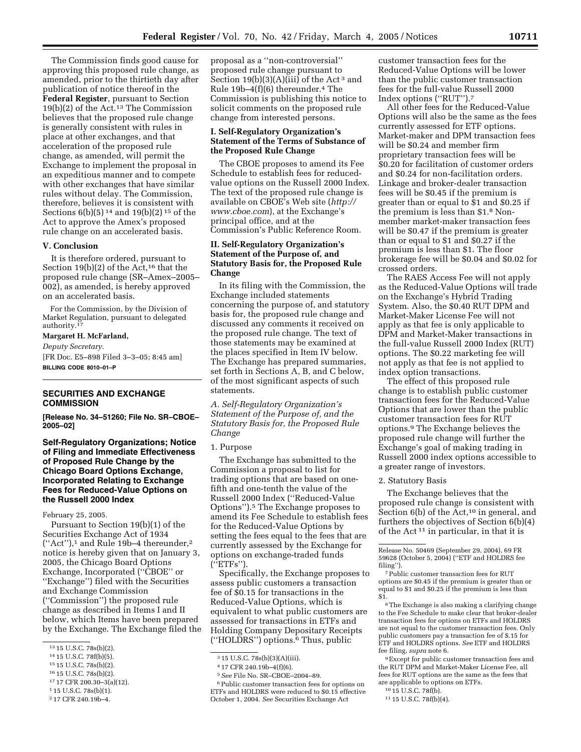The Commission finds good cause for approving this proposed rule change, as amended, prior to the thirtieth day after publication of notice thereof in the **Federal Register**, pursuant to Section 19(b)(2) of the Act.[13] The Commission believes that the proposed rule change is generally consistent with rules in place at other exchanges, and that acceleration of the proposed rule change, as amended, will permit the Exchange to implement the proposal in an expeditious manner and to compete with other exchanges that have similar rules without delay. The Commission, therefore, believes it is consistent with Sections 6(b)(5)[14] and 19(b)(2)[15] of the Act to approve the Amex's proposed rule change on an accelerated basis.

## V. Conclusion

It is therefore ordered, pursuant to Section 19(b)(2) of the Act,[16] that the proposed rule change (SR–Amex–2005–002), as amended, is hereby approved on an accelerated basis.

For the Commission, by the Division of Market Regulation, pursuant to delegated authority.[17]

**Margaret H. McFarland,**

*Deputy Secretary.*

[FR Doc. E5–898 Filed 3–3–05; 8:45 am]

**BILLING CODE 8010–01–P**

[13] 15 U.S.C. 78s(b)(2).

[14] 15 U.S.C. 78f(b)(5).

[15] 15 U.S.C. 78s(b)(2).

[16] 15 U.S.C. 78s(b)(2).

[17] 17 CFR 200.30–3(a)(12).

## SECURITIES AND EXCHANGE COMMISSION

**[Release No. 34–51260; File No. SR–CBOE–2005–02]**

## Self-Regulatory Organizations; Notice of Filing and Immediate Effectiveness of Proposed Rule Change by the Chicago Board Options Exchange, Incorporated Relating to Exchange Fees for Reduced-Value Options on the Russell 2000 Index

February 25, 2005.

Pursuant to Section 19(b)(1) of the Securities Exchange Act of 1934 (''Act''),[1] and Rule 19b–4 thereunder,[2] notice is hereby given that on January 3, 2005, the Chicago Board Options Exchange, Incorporated (''CBOE'' or ''Exchange'') filed with the Securities and Exchange Commission (''Commission'') the proposed rule change as described in Items I and II below, which Items have been prepared by the Exchange. The Exchange filed the proposal as a ''non-controversial'' proposed rule change pursuant to Section 19(b)(3)(A)(iii) of the Act[3] and Rule 19b–4(f)(6) thereunder.[4] The Commission is publishing this notice to solicit comments on the proposed rule change from interested persons.

[1] 15 U.S.C. 78s(b)(1).

[2] 17 CFR 240.19b–4.

### I. Self-Regulatory Organization's Statement of the Terms of Substance of the Proposed Rule Change

The CBOE proposes to amend its Fee Schedule to establish fees for reduced-value options on the Russell 2000 Index. The text of the proposed rule change is available on CBOE's Web site (*http://www.cboe.com*), at the Exchange's principal office, and at the Commission's Public Reference Room.

### II. Self-Regulatory Organization's Statement of the Purpose of, and Statutory Basis for, the Proposed Rule Change

In its filing with the Commission, the Exchange included statements concerning the purpose of, and statutory basis for, the proposed rule change and discussed any comments it received on the proposed rule change. The text of those statements may be examined at the places specified in Item IV below. The Exchange has prepared summaries, set forth in Sections A, B, and C below, of the most significant aspects of such statements.

*A. Self-Regulatory Organization's Statement of the Purpose of, and the Statutory Basis for, the Proposed Rule Change*

1. Purpose

The Exchange has submitted to the Commission a proposal to list for trading options that are based on one-fifth and one-tenth the value of the Russell 2000 Index (''Reduced-Value Options'').[5] The Exchange proposes to amend its Fee Schedule to establish fees for the Reduced-Value Options by setting the fees equal to the fees that are currently assessed by the Exchange for options on exchange-traded funds (''ETFs'').

Specifically, the Exchange proposes to assess public customers a transaction fee of $0.15 for transactions in the Reduced-Value Options, which is equivalent to what public customers are assessed for transactions in ETFs and Holding Company Depositary Receipts (''HOLDRS'') options.[6] Thus, public customer transaction fees for the Reduced-Value Options will be lower than the public customer transaction fees for the full-value Russell 2000 Index options (''RUT'').[7]

[3] 15 U.S.C. 78s(b)(3)(A)(iii).

[4] 17 CFR 240.19b–4(f)(6).

[5] *See* File No. SR–CBOE–2004–89.

[6] Public customer transaction fees for options on ETFs and HOLDRS were reduced to $0.15 effective October 1, 2004. *See* Securities Exchange Act Release No. 50469 (September 29, 2004), 69 FR 59628 (October 5, 2004) (''ETF and HOLDRS fee filing'').

[7] Public customer transaction fees for RUT options are $0.45 if the premium is greater than or equal to $1 and $0.25 if the premium is less than $1.

All other fees for the Reduced-Value Options will also be the same as the fees currently assessed for ETF options. Market-maker and DPM transaction fees will be $0.24 and member firm proprietary transaction fees will be $0.20 for facilitation of customer orders and $0.24 for non-facilitation orders. Linkage and broker-dealer transaction fees will be $0.45 if the premium is greater than or equal to $1 and $0.25 if the premium is less than $1.[8] Non-member market-maker transaction fees will be $0.47 if the premium is greater than or equal to $1 and $0.27 if the premium is less than $1. The floor brokerage fee will be $0.04 and $0.02 for crossed orders.

[8] The Exchange is also making a clarifying change to the Fee Schedule to make clear that broker-dealer transaction fees for options on ETFs and HOLDRS are not equal to the customer transaction fees. Only public customers pay a transaction fee of $.15 for ETF and HOLDRS options. *See* ETF and HOLDRS fee filing, *supra* note 6.

The RAES Access Fee will not apply as the Reduced-Value Options will trade on the Exchange's Hybrid Trading System. Also, the $0.40 RUT DPM and Market-Maker License Fee will not apply as that fee is only applicable to DPM and Market-Maker transactions in the full-value Russell 2000 Index (RUT) options. The $0.22 marketing fee will not apply as that fee is not applied to index option transactions.

The effect of this proposed rule change is to establish public customer transaction fees for the Reduced-Value Options that are lower than the public customer transaction fees for RUT options.[9] The Exchange believes the proposed rule change will further the Exchange's goal of making trading in Russell 2000 index options accessible to a greater range of investors.

[9] Except for public customer transaction fees and the RUT DPM and Market-Maker License Fee, all fees for RUT options are the same as the fees that are applicable to options on ETFs.

2. Statutory Basis

The Exchange believes that the proposed rule change is consistent with Section 6(b) of the Act,[10] in general, and furthers the objectives of Section 6(b)(4) of the Act[11] in particular, in that it is

[10] 15 U.S.C. 78f(b).

[11] 15 U.S.C. 78f(b)(4).